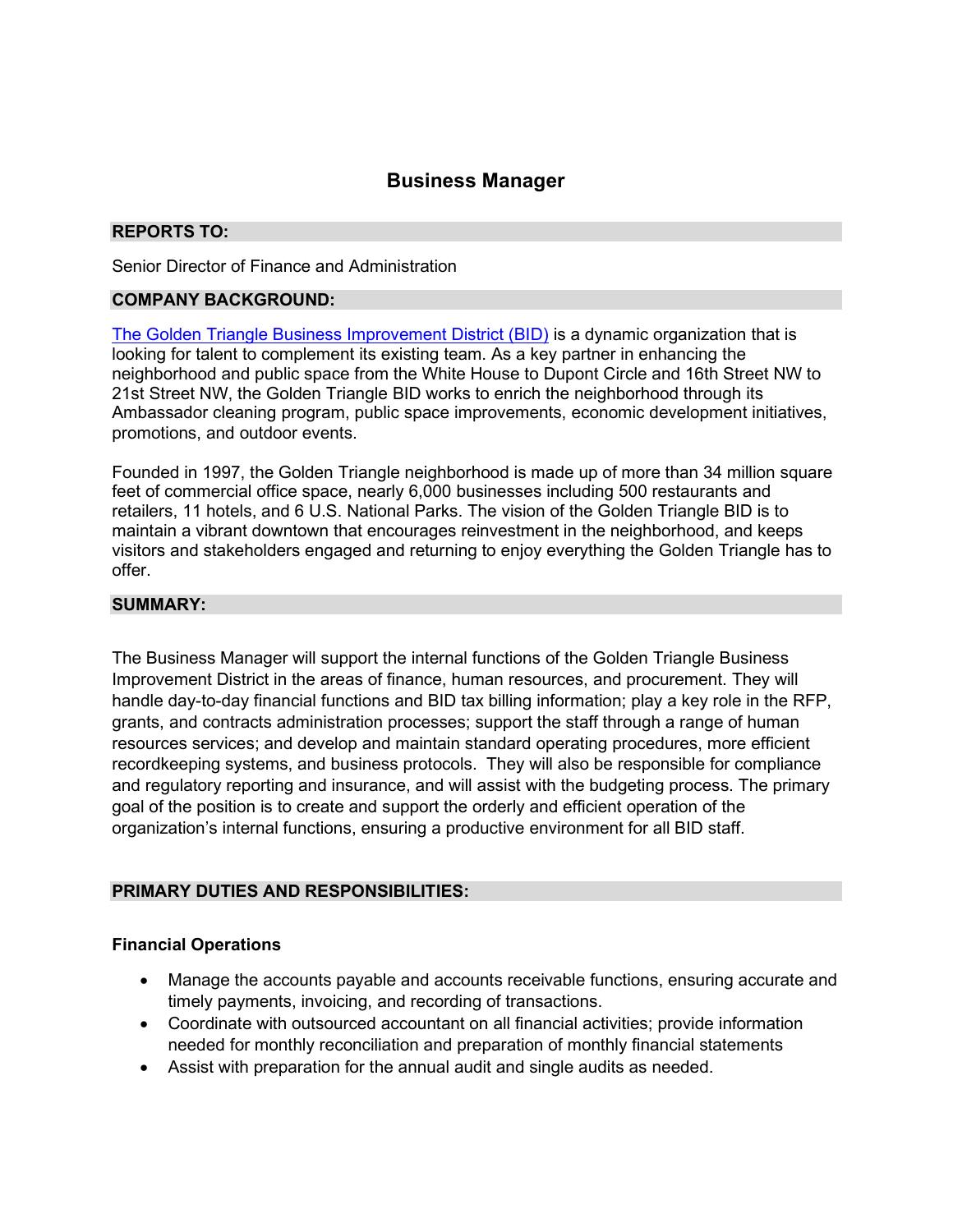# Business Manager

## REPORTS TO:

Senior Director of Finance and Administration

## COMPANY BACKGROUND:

The Golden Triangle Business Improvement District (BID) is a dynamic organization that is looking for talent to complement its existing team. As a key partner in enhancing the neighborhood and public space from the White House to Dupont Circle and 16th Street NW to 21st Street NW, the Golden Triangle BID works to enrich the neighborhood through its Ambassador cleaning program, public space improvements, economic development initiatives, promotions, and outdoor events.

Founded in 1997, the Golden Triangle neighborhood is made up of more than 34 million square feet of commercial office space, nearly 6,000 businesses including 500 restaurants and retailers, 11 hotels, and 6 U.S. National Parks. The vision of the Golden Triangle BID is to maintain a vibrant downtown that encourages reinvestment in the neighborhood, and keeps visitors and stakeholders engaged and returning to enjoy everything the Golden Triangle has to offer.

## SUMMARY:

The Business Manager will support the internal functions of the Golden Triangle Business Improvement District in the areas of finance, human resources, and procurement. They will handle day-to-day financial functions and BID tax billing information; play a key role in the RFP, grants, and contracts administration processes; support the staff through a range of human resources services; and develop and maintain standard operating procedures, more efficient recordkeeping systems, and business protocols. They will also be responsible for compliance and regulatory reporting and insurance, and will assist with the budgeting process. The primary goal of the position is to create and support the orderly and efficient operation of the organization's internal functions, ensuring a productive environment for all BID staff.

## PRIMARY DUTIES AND RESPONSIBILITIES:

### Financial Operations

- Manage the accounts payable and accounts receivable functions, ensuring accurate and timely payments, invoicing, and recording of transactions.
- Coordinate with outsourced accountant on all financial activities; provide information needed for monthly reconciliation and preparation of monthly financial statements
- Assist with preparation for the annual audit and single audits as needed.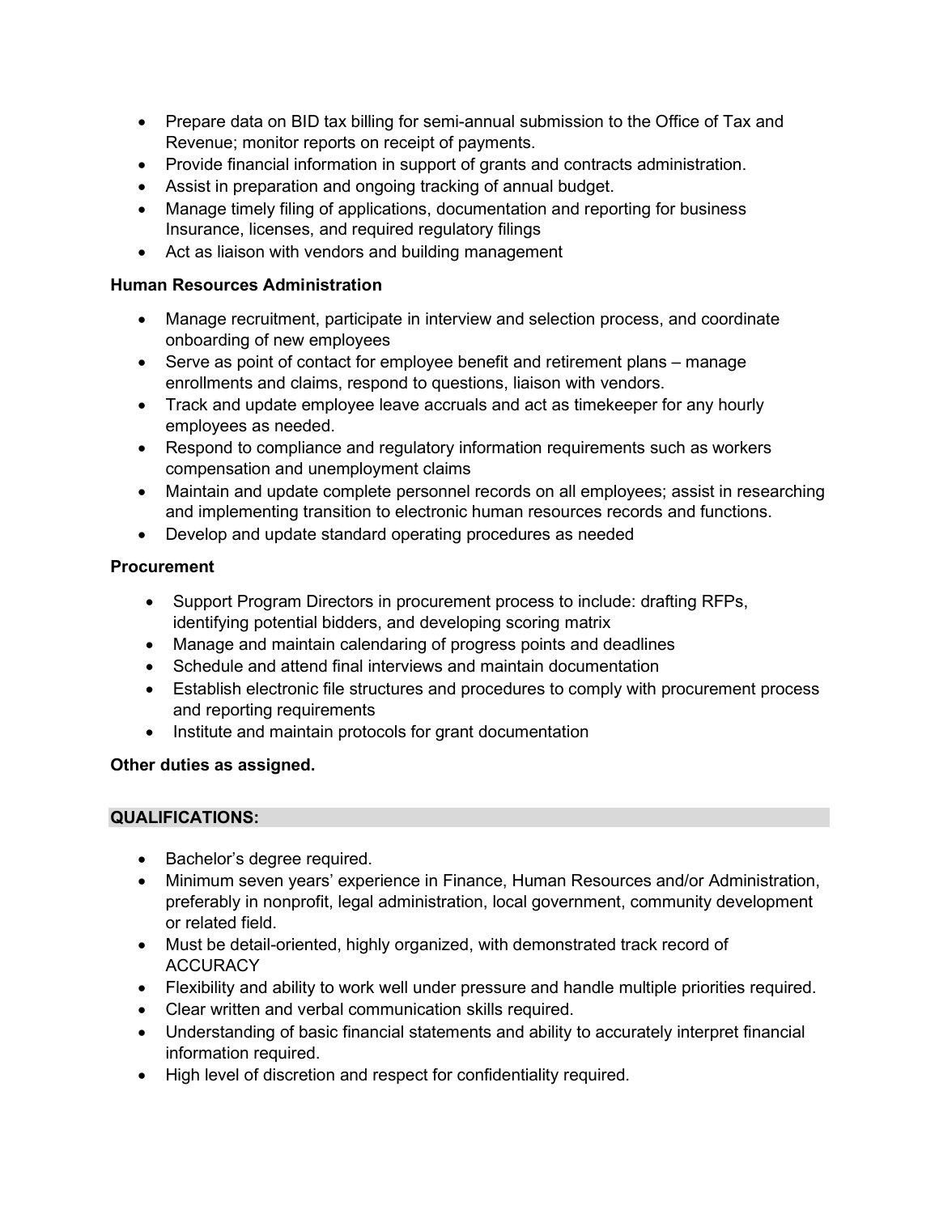- Prepare data on BID tax billing for semi-annual submission to the Office of Tax and Revenue; monitor reports on receipt of payments.
- Provide financial information in support of grants and contracts administration.
- Assist in preparation and ongoing tracking of annual budget.
- Manage timely filing of applications, documentation and reporting for business Insurance, licenses, and required regulatory filings
- Act as liaison with vendors and building management

**Human Resources Administration**

- Manage recruitment, participate in interview and selection process, and coordinate onboarding of new employees
- Serve as point of contact for employee benefit and retirement plans – manage enrollments and claims, respond to questions, liaison with vendors.
- Track and update employee leave accruals and act as timekeeper for any hourly employees as needed.
- Respond to compliance and regulatory information requirements such as workers compensation and unemployment claims
- Maintain and update complete personnel records on all employees; assist in researching and implementing transition to electronic human resources records and functions.
- Develop and update standard operating procedures as needed

**Procurement**

- Support Program Directors in procurement process to include: drafting RFPs, identifying potential bidders, and developing scoring matrix
- Manage and maintain calendaring of progress points and deadlines
- Schedule and attend final interviews and maintain documentation
- Establish electronic file structures and procedures to comply with procurement process and reporting requirements
- Institute and maintain protocols for grant documentation

**Other duties as assigned.**

## QUALIFICATIONS:

- Bachelor's degree required.
- Minimum seven years' experience in Finance, Human Resources and/or Administration, preferably in nonprofit, legal administration, local government, community development or related field.
- Must be detail-oriented, highly organized, with demonstrated track record of ACCURACY
- Flexibility and ability to work well under pressure and handle multiple priorities required.
- Clear written and verbal communication skills required.
- Understanding of basic financial statements and ability to accurately interpret financial information required.
- High level of discretion and respect for confidentiality required.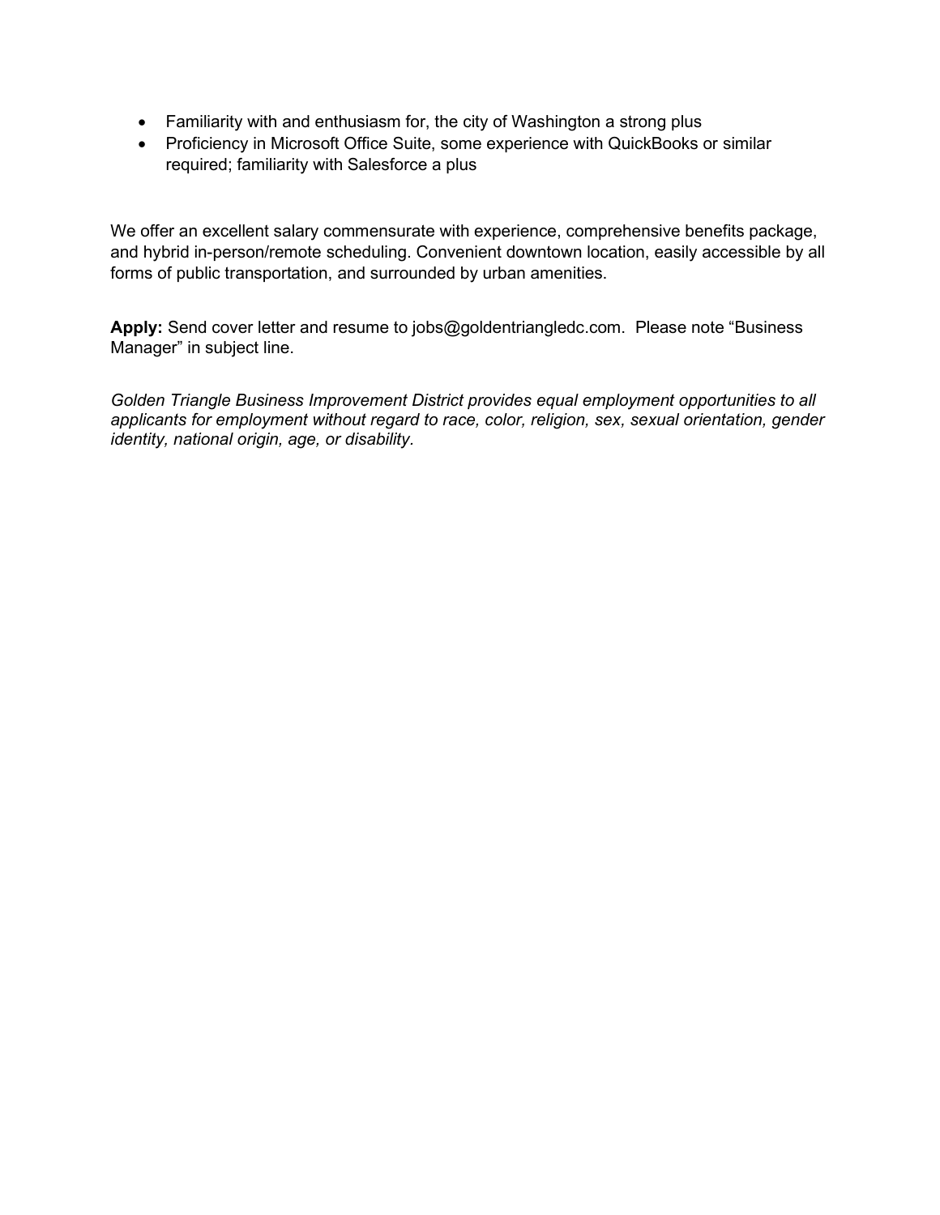- Familiarity with and enthusiasm for, the city of Washington a strong plus
- Proficiency in Microsoft Office Suite, some experience with QuickBooks or similar required; familiarity with Salesforce a plus

We offer an excellent salary commensurate with experience, comprehensive benefits package, and hybrid in-person/remote scheduling. Convenient downtown location, easily accessible by all forms of public transportation, and surrounded by urban amenities.

**Apply:** Send cover letter and resume to jobs@goldentriangledc.com.  Please note "Business Manager" in subject line.

*Golden Triangle Business Improvement District provides equal employment opportunities to all applicants for employment without regard to race, color, religion, sex, sexual orientation, gender identity, national origin, age, or disability.*